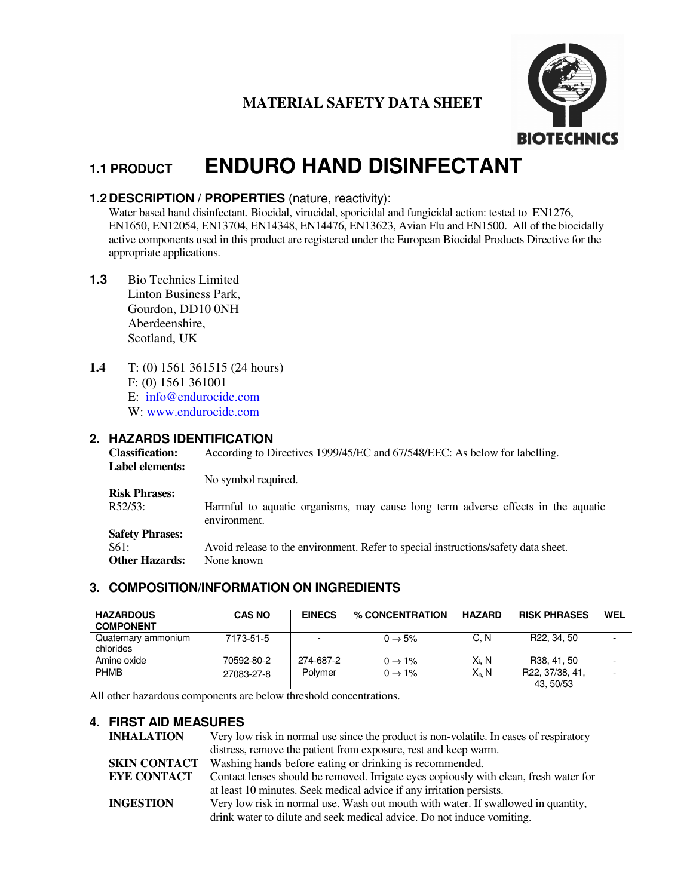# MATERIAL SAFETY DATA SHEET

BIOTECHNICS

## 1.1 PRODUCT **ENDURO HAND DISINFECTANT**

### 1.2 DESCRIPTION / PROPERTIES (nature, reactivity):

Water based hand disinfectant. Biocidal, virucidal, sporicidal and fungicidal action: tested to EN1276, EN1650, EN12054, EN13704, EN14348, EN14476, EN13623, Avian Flu and EN1500. All of the biocidally active components used in this product are registered under the European Biocidal Products Directive for the appropriate applications.

**1.3** Bio Technics Limited
Linton Business Park,
Gourdon, DD10 0NH
Aberdeenshire,
Scotland, UK

**1.4** T: (0) 1561 361515 (24 hours)
F: (0) 1561 361001
E: info@endurocide.com
W: www.endurocide.com

## 2. HAZARDS IDENTIFICATION

**Classification:** According to Directives 1999/45/EC and 67/548/EEC: As below for labelling.

**Label elements:**
No symbol required.

**Risk Phrases:**
R52/53: Harmful to aquatic organisms, may cause long term adverse effects in the aquatic environment.

**Safety Phrases:**
S61: Avoid release to the environment. Refer to special instructions/safety data sheet.

**Other Hazards:** None known

## 3. COMPOSITION/INFORMATION ON INGREDIENTS

| HAZARDOUS COMPONENT | CAS NO | EINECS | % CONCENTRATION | HAZARD | RISK PHRASES | WEL |
|---|---|---|---|---|---|---|
| Quaternary ammonium chlorides | 7173-51-5 | - | 0 → 5% | C, N | R22, 34, 50 | - |
| Amine oxide | 70592-80-2 | 274-687-2 | 0 → 1% | $X_i$, N | R38, 41, 50 | - |
| PHMB | 27083-27-8 | Polymer | 0 → 1% | $X_n$, N | R22, 37/38, 41, 43, 50/53 | - |

All other hazardous components are below threshold concentrations.

## 4. FIRST AID MEASURES

**INHALATION** Very low risk in normal use since the product is non-volatile. In cases of respiratory distress, remove the patient from exposure, rest and keep warm.

**SKIN CONTACT** Washing hands before eating or drinking is recommended.

**EYE CONTACT** Contact lenses should be removed. Irrigate eyes copiously with clean, fresh water for at least 10 minutes. Seek medical advice if any irritation persists.

**INGESTION** Very low risk in normal use. Wash out mouth with water. If swallowed in quantity, drink water to dilute and seek medical advice. Do not induce vomiting.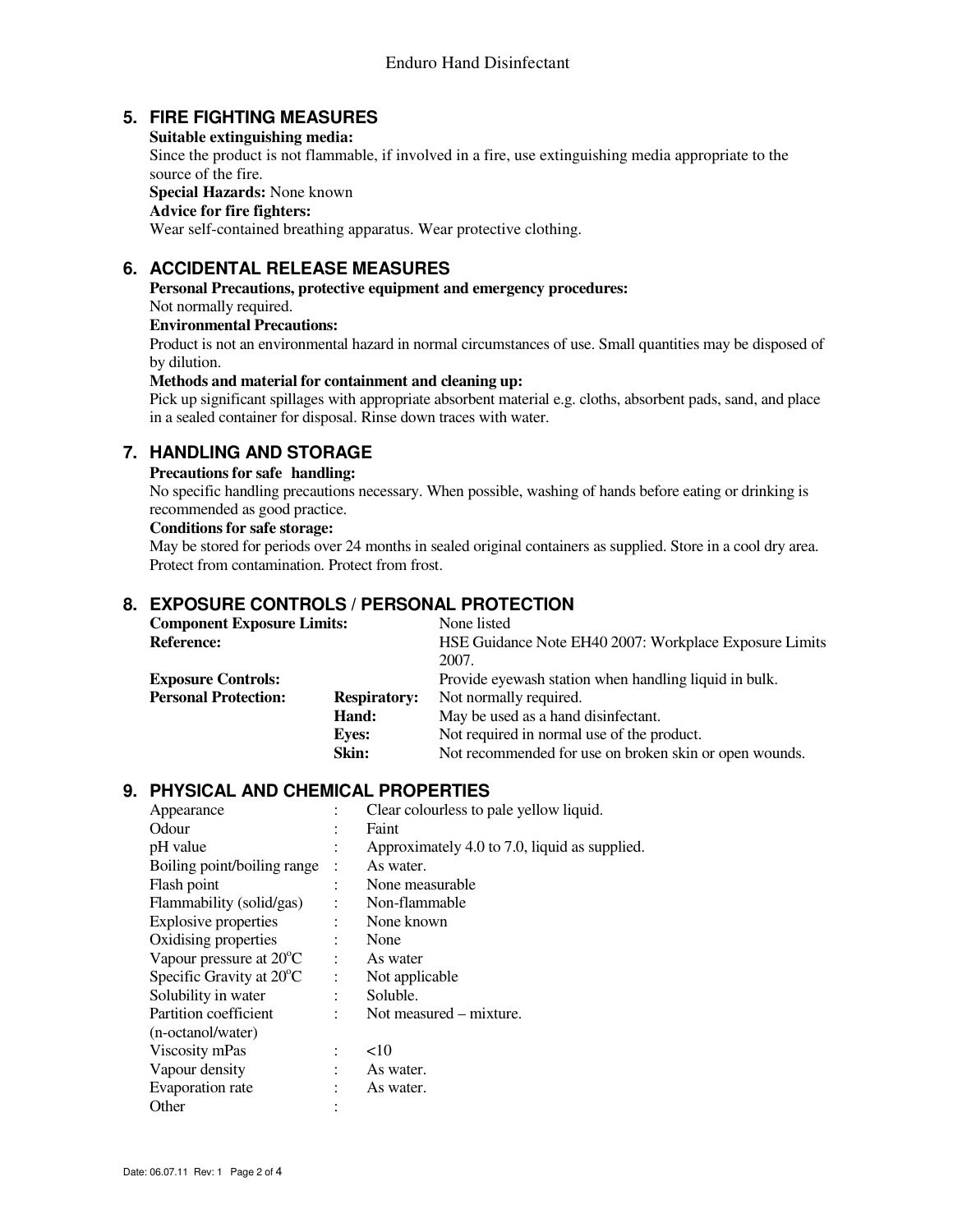## 5. FIRE FIGHTING MEASURES

**Suitable extinguishing media:**
Since the product is not flammable, if involved in a fire, use extinguishing media appropriate to the source of the fire.

**Special Hazards:** None known

**Advice for fire fighters:**
Wear self-contained breathing apparatus. Wear protective clothing.

## 6. ACCIDENTAL RELEASE MEASURES

**Personal Precautions, protective equipment and emergency procedures:**
Not normally required.

**Environmental Precautions:**
Product is not an environmental hazard in normal circumstances of use. Small quantities may be disposed of by dilution.

**Methods and material for containment and cleaning up:**
Pick up significant spillages with appropriate absorbent material e.g. cloths, absorbent pads, sand, and place in a sealed container for disposal. Rinse down traces with water.

## 7. HANDLING AND STORAGE

**Precautions for safe handling:**
No specific handling precautions necessary. When possible, washing of hands before eating or drinking is recommended as good practice.

**Conditions for safe storage:**
May be stored for periods over 24 months in sealed original containers as supplied. Store in a cool dry area. Protect from contamination. Protect from frost.

## 8. EXPOSURE CONTROLS / PERSONAL PROTECTION

| | | |
|---|---|---|
| **Component Exposure Limits:** | | None listed |
| **Reference:** | | HSE Guidance Note EH40 2007: Workplace Exposure Limits 2007. |
| **Exposure Controls:** | | Provide eyewash station when handling liquid in bulk. |
| **Personal Protection:** | **Respiratory:** | Not normally required. |
| | **Hand:** | May be used as a hand disinfectant. |
| | **Eyes:** | Not required in normal use of the product. |
| | **Skin:** | Not recommended for use on broken skin or open wounds. |

## 9. PHYSICAL AND CHEMICAL PROPERTIES

| | | |
|---|---|---|
| Appearance | : | Clear colourless to pale yellow liquid. |
| Odour | : | Faint |
| pH value | : | Approximately 4.0 to 7.0, liquid as supplied. |
| Boiling point/boiling range | : | As water. |
| Flash point | : | None measurable |
| Flammability (solid/gas) | : | Non-flammable |
| Explosive properties | : | None known |
| Oxidising properties | : | None |
| Vapour pressure at 20°C | : | As water |
| Specific Gravity at 20°C | : | Not applicable |
| Solubility in water | : | Soluble. |
| Partition coefficient (n-octanol/water) | : | Not measured – mixture. |
| Viscosity mPas | : | <10 |
| Vapour density | : | As water. |
| Evaporation rate | : | As water. |
| Other | : | |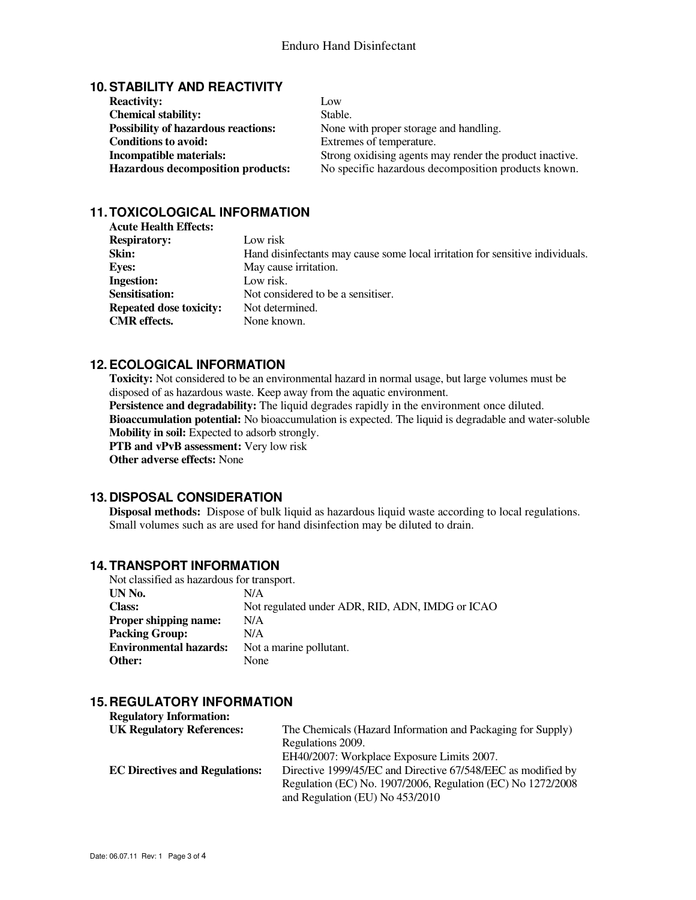## 10. STABILITY AND REACTIVITY

| | |
|---|---|
| **Reactivity:** | Low |
| **Chemical stability:** | Stable. |
| **Possibility of hazardous reactions:** | None with proper storage and handling. |
| **Conditions to avoid:** | Extremes of temperature. |
| **Incompatible materials:** | Strong oxidising agents may render the product inactive. |
| **Hazardous decomposition products:** | No specific hazardous decomposition products known. |

## 11. TOXICOLOGICAL INFORMATION

**Acute Health Effects:**

| | |
|---|---|
| **Respiratory:** | Low risk |
| **Skin:** | Hand disinfectants may cause some local irritation for sensitive individuals. |
| **Eyes:** | May cause irritation. |
| **Ingestion:** | Low risk. |
| **Sensitisation:** | Not considered to be a sensitiser. |
| **Repeated dose toxicity:** | Not determined. |
| **CMR effects.** | None known. |

## 12. ECOLOGICAL INFORMATION

**Toxicity:** Not considered to be an environmental hazard in normal usage, but large volumes must be disposed of as hazardous waste. Keep away from the aquatic environment.
**Persistence and degradability:** The liquid degrades rapidly in the environment once diluted.
**Bioaccumulation potential:** No bioaccumulation is expected. The liquid is degradable and water-soluble
**Mobility in soil:** Expected to adsorb strongly.
**PTB and vPvB assessment:** Very low risk
**Other adverse effects:** None

## 13. DISPOSAL CONSIDERATION

**Disposal methods:** Dispose of bulk liquid as hazardous liquid waste according to local regulations. Small volumes such as are used for hand disinfection may be diluted to drain.

## 14. TRANSPORT INFORMATION

Not classified as hazardous for transport.

| | |
|---|---|
| **UN No.** | N/A |
| **Class:** | Not regulated under ADR, RID, ADN, IMDG or ICAO |
| **Proper shipping name:** | N/A |
| **Packing Group:** | N/A |
| **Environmental hazards:** | Not a marine pollutant. |
| **Other:** | None |

## 15. REGULATORY INFORMATION

**Regulatory Information:**

| | |
|---|---|
| **UK Regulatory References:** | The Chemicals (Hazard Information and Packaging for Supply) Regulations 2009. EH40/2007: Workplace Exposure Limits 2007. |
| **EC Directives and Regulations:** | Directive 1999/45/EC and Directive 67/548/EEC as modified by Regulation (EC) No. 1907/2006, Regulation (EC) No 1272/2008 and Regulation (EU) No 453/2010 |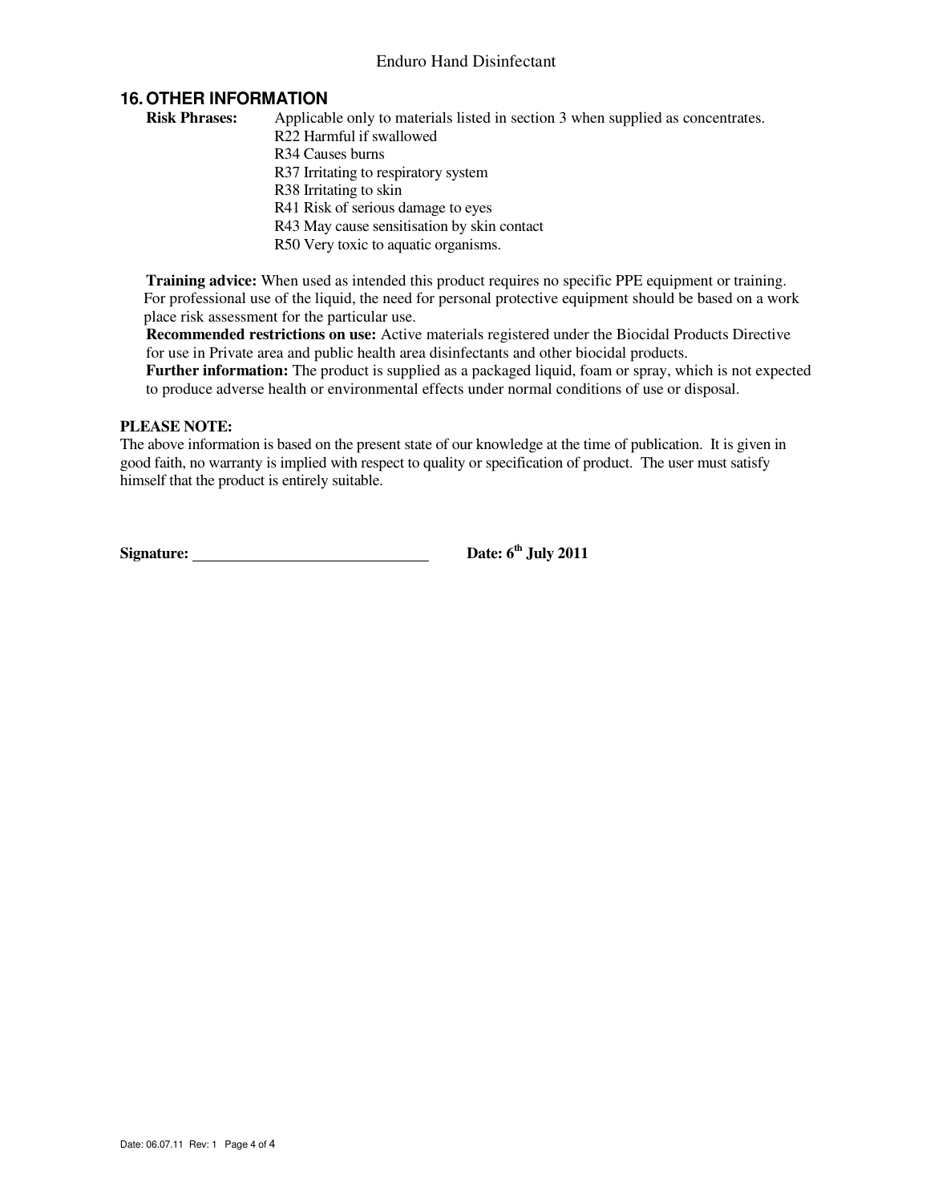## 16. OTHER INFORMATION

**Risk Phrases:** Applicable only to materials listed in section 3 when supplied as concentrates.

R22 Harmful if swallowed
R34 Causes burns
R37 Irritating to respiratory system
R38 Irritating to skin
R41 Risk of serious damage to eyes
R43 May cause sensitisation by skin contact
R50 Very toxic to aquatic organisms.

**Training advice:** When used as intended this product requires no specific PPE equipment or training. For professional use of the liquid, the need for personal protective equipment should be based on a work place risk assessment for the particular use.

**Recommended restrictions on use:** Active materials registered under the Biocidal Products Directive for use in Private area and public health area disinfectants and other biocidal products.

**Further information:** The product is supplied as a packaged liquid, foam or spray, which is not expected to produce adverse health or environmental effects under normal conditions of use or disposal.

**PLEASE NOTE:**

The above information is based on the present state of our knowledge at the time of publication. It is given in good faith, no warranty is implied with respect to quality or specification of product. The user must satisfy himself that the product is entirely suitable.

**Signature:** ______________________________ **Date: 6th July 2011**